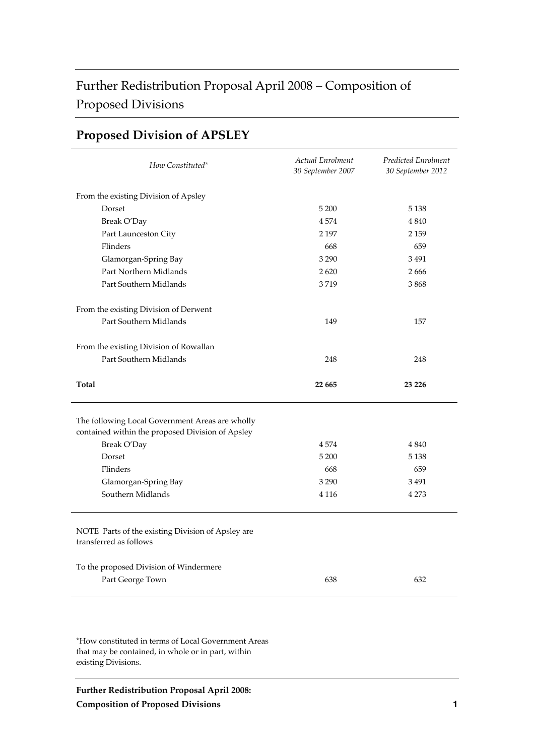# Further Redistribution Proposal April 2008 – Composition of Proposed Divisions

## Proposed Division of APSLEY

| *How Constituted** | *Actual Enrolment 30 September 2007* | *Predicted Enrolment 30 September 2012* |
|---|---|---|
| From the existing Division of Apsley | | |
| Dorset | 5 200 | 5 138 |
| Break O'Day | 4 574 | 4 840 |
| Part Launceston City | 2 197 | 2 159 |
| Flinders | 668 | 659 |
| Glamorgan-Spring Bay | 3 290 | 3 491 |
| Part Northern Midlands | 2 620 | 2 666 |
| Part Southern Midlands | 3 719 | 3 868 |
| From the existing Division of Derwent | | |
| Part Southern Midlands | 149 | 157 |
| From the existing Division of Rowallan | | |
| Part Southern Midlands | 248 | 248 |
| **Total** | **22 665** | **23 226** |

| | | |
|---|---|---|
| The following Local Government Areas are wholly contained within the proposed Division of Apsley | | |
| Break O'Day | 4 574 | 4 840 |
| Dorset | 5 200 | 5 138 |
| Flinders | 668 | 659 |
| Glamorgan-Spring Bay | 3 290 | 3 491 |
| Southern Midlands | 4 116 | 4 273 |

NOTE Parts of the existing Division of Apsley are transferred as follows

| | | |
|---|---|---|
| To the proposed Division of Windermere | | |
| Part George Town | 638 | 632 |

*How constituted in terms of Local Government Areas that may be contained, in whole or in part, within existing Divisions.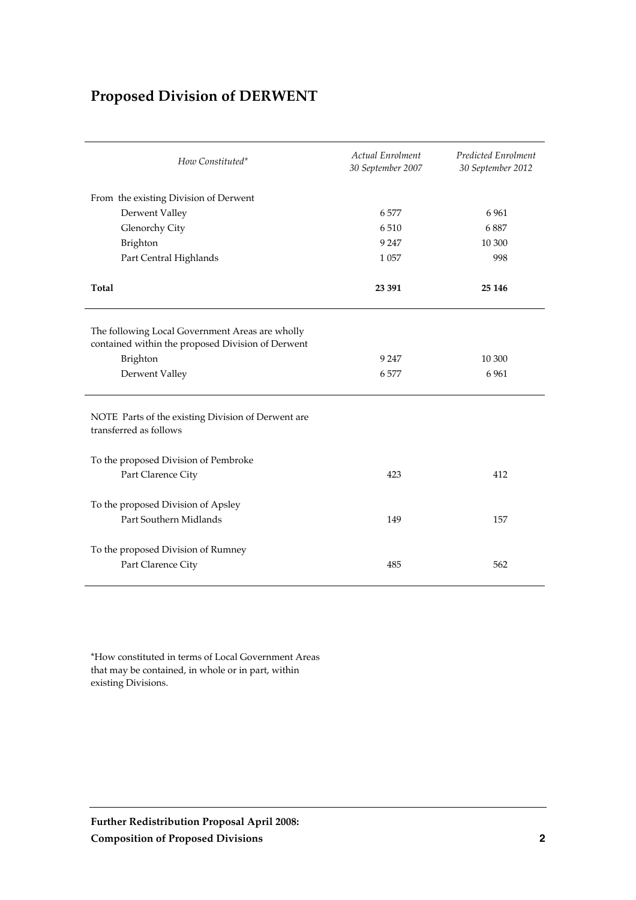# Proposed Division of DERWENT

| *How Constituted\** | *Actual Enrolment 30 September 2007* | *Predicted Enrolment 30 September 2012* |
|---|---|---|
| From the existing Division of Derwent | | |
| Derwent Valley | 6 577 | 6 961 |
| Glenorchy City | 6 510 | 6 887 |
| Brighton | 9 247 | 10 300 |
| Part Central Highlands | 1 057 | 998 |
| **Total** | **23 391** | **25 146** |

| | | |
|---|---|---|
| The following Local Government Areas are wholly contained within the proposed Division of Derwent | | |
| Brighton | 9 247 | 10 300 |
| Derwent Valley | 6 577 | 6 961 |

| | | |
|---|---|---|
| NOTE Parts of the existing Division of Derwent are transferred as follows | | |
| To the proposed Division of Pembroke | | |
| Part Clarence City | 423 | 412 |
| To the proposed Division of Apsley | | |
| Part Southern Midlands | 149 | 157 |
| To the proposed Division of Rumney | | |
| Part Clarence City | 485 | 562 |

*How constituted in terms of Local Government Areas that may be contained, in whole or in part, within existing Divisions.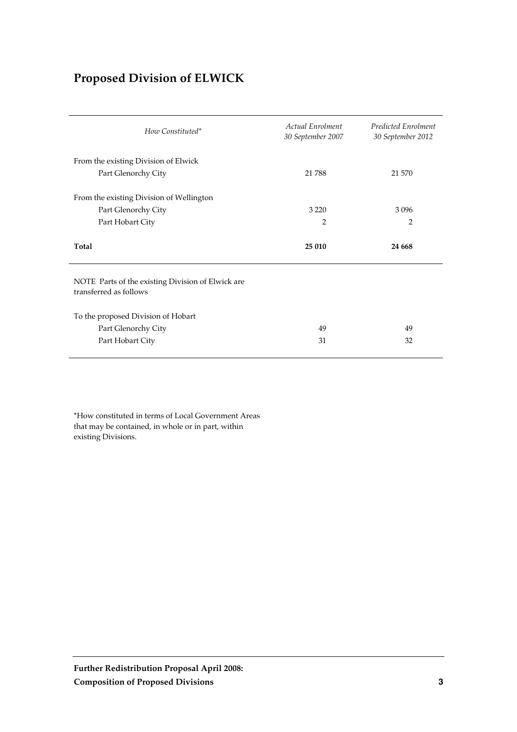## Proposed Division of ELWICK

| *How Constituted** | *Actual Enrolment 30 September 2007* | *Predicted Enrolment 30 September 2012* |
|---|---|---|
| From the existing Division of Elwick | | |
| Part Glenorchy City | 21 788 | 21 570 |
| From the existing Division of Wellington | | |
| Part Glenorchy City | 3 220 | 3 096 |
| Part Hobart City | 2 | 2 |
| **Total** | **25 010** | **24 668** |

NOTE Parts of the existing Division of Elwick are transferred as follows

| | | |
|---|---|---|
| To the proposed Division of Hobart | | |
| Part Glenorchy City | 49 | 49 |
| Part Hobart City | 31 | 32 |

*How constituted in terms of Local Government Areas that may be contained, in whole or in part, within existing Divisions.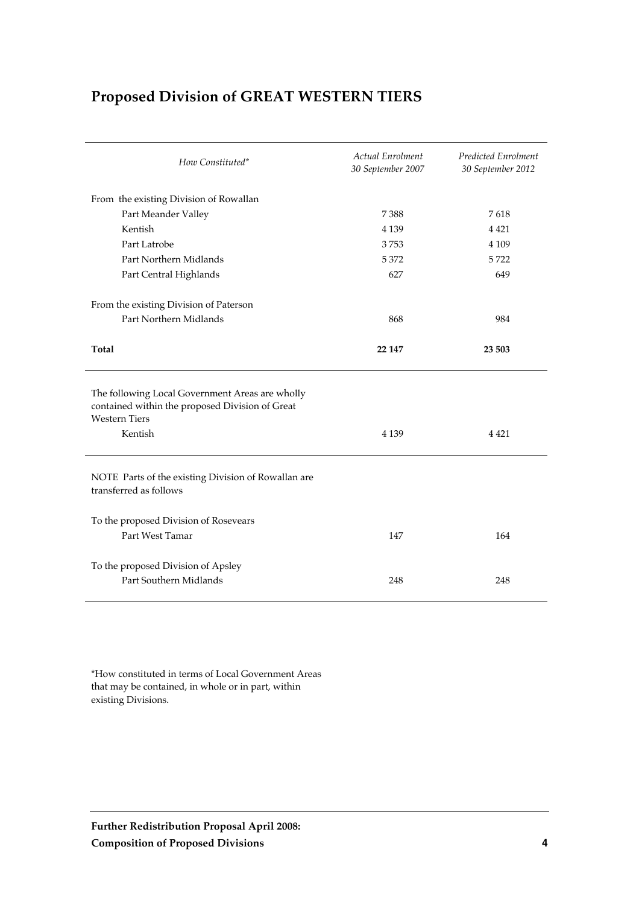# Proposed Division of GREAT WESTERN TIERS

| *How Constituted\** | *Actual Enrolment 30 September 2007* | *Predicted Enrolment 30 September 2012* |
|---|---|---|
| From the existing Division of Rowallan | | |
| Part Meander Valley | 7 388 | 7 618 |
| Kentish | 4 139 | 4 421 |
| Part Latrobe | 3 753 | 4 109 |
| Part Northern Midlands | 5 372 | 5 722 |
| Part Central Highlands | 627 | 649 |
| From the existing Division of Paterson | | |
| Part Northern Midlands | 868 | 984 |
| **Total** | **22 147** | **23 503** |

| | | |
|---|---|---|
| The following Local Government Areas are wholly contained within the proposed Division of Great Western Tiers | | |
| Kentish | 4 139 | 4 421 |

| | | |
|---|---|---|
| NOTE Parts of the existing Division of Rowallan are transferred as follows | | |
| To the proposed Division of Rosevears | | |
| Part West Tamar | 147 | 164 |
| To the proposed Division of Apsley | | |
| Part Southern Midlands | 248 | 248 |

\*How constituted in terms of Local Government Areas that may be contained, in whole or in part, within existing Divisions.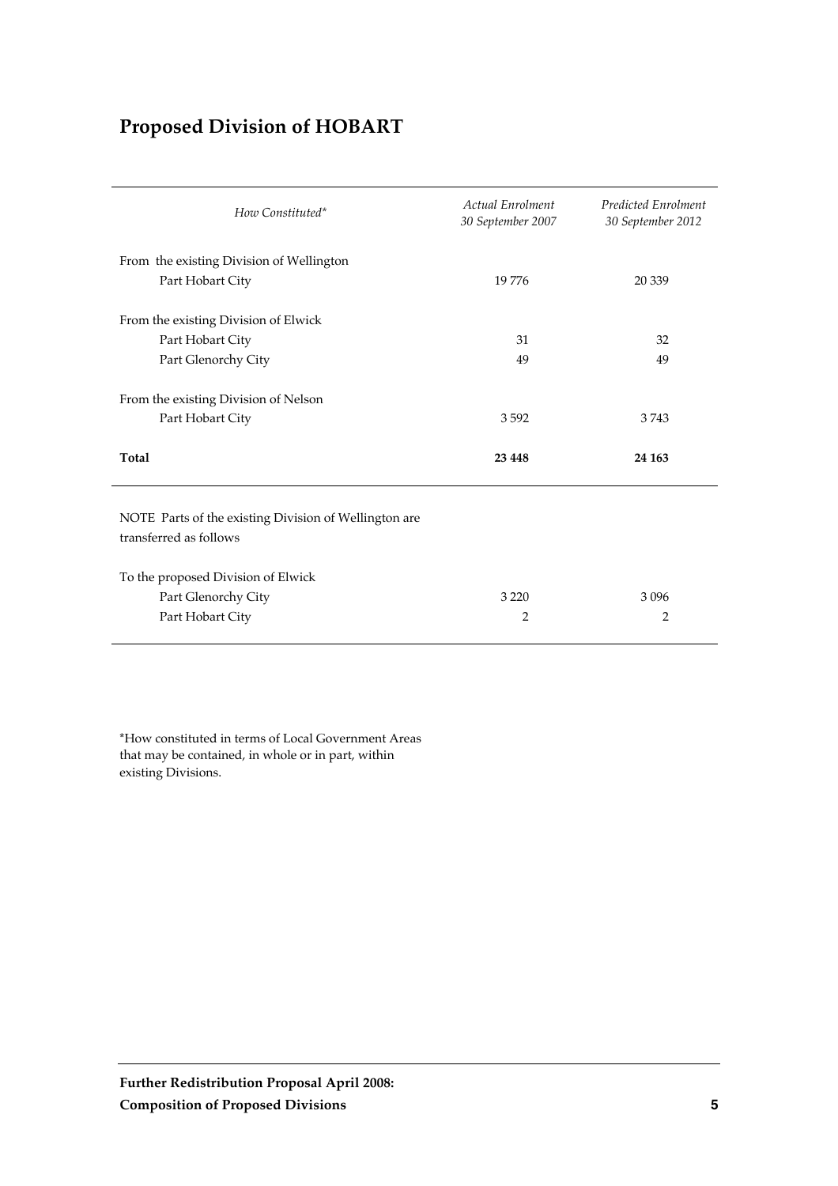# Proposed Division of HOBART

| *How Constituted\** | *Actual Enrolment 30 September 2007* | *Predicted Enrolment 30 September 2012* |
|---|---|---|
| From the existing Division of Wellington | | |
| Part Hobart City | 19 776 | 20 339 |
| From the existing Division of Elwick | | |
| Part Hobart City | 31 | 32 |
| Part Glenorchy City | 49 | 49 |
| From the existing Division of Nelson | | |
| Part Hobart City | 3 592 | 3 743 |
| **Total** | **23 448** | **24 163** |

NOTE Parts of the existing Division of Wellington are transferred as follows

| | | |
|---|---|---|
| To the proposed Division of Elwick | | |
| Part Glenorchy City | 3 220 | 3 096 |
| Part Hobart City | 2 | 2 |

\*How constituted in terms of Local Government Areas that may be contained, in whole or in part, within existing Divisions.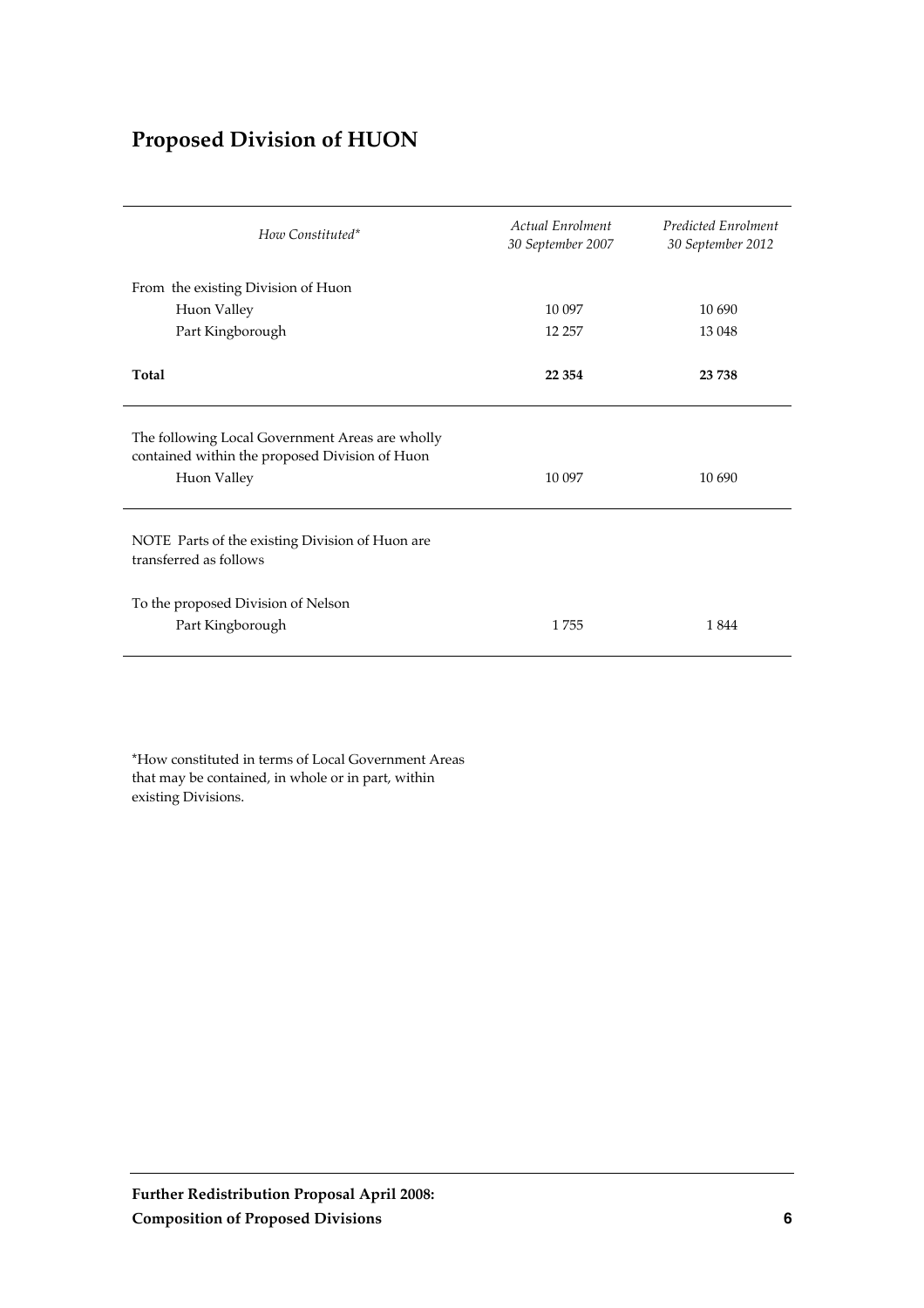# Proposed Division of HUON

| *How Constituted\** | *Actual Enrolment 30 September 2007* | *Predicted Enrolment 30 September 2012* |
|---|---|---|
| From the existing Division of Huon | | |
| Huon Valley | 10 097 | 10 690 |
| Part Kingborough | 12 257 | 13 048 |
| **Total** | **22 354** | **23 738** |

| | | |
|---|---|---|
| The following Local Government Areas are wholly contained within the proposed Division of Huon | | |
| Huon Valley | 10 097 | 10 690 |

| | | |
|---|---|---|
| NOTE Parts of the existing Division of Huon are transferred as follows | | |
| To the proposed Division of Nelson | | |
| Part Kingborough | 1 755 | 1 844 |

*How constituted in terms of Local Government Areas that may be contained, in whole or in part, within existing Divisions.

**Further Redistribution Proposal April 2008:**
**Composition of Proposed Divisions**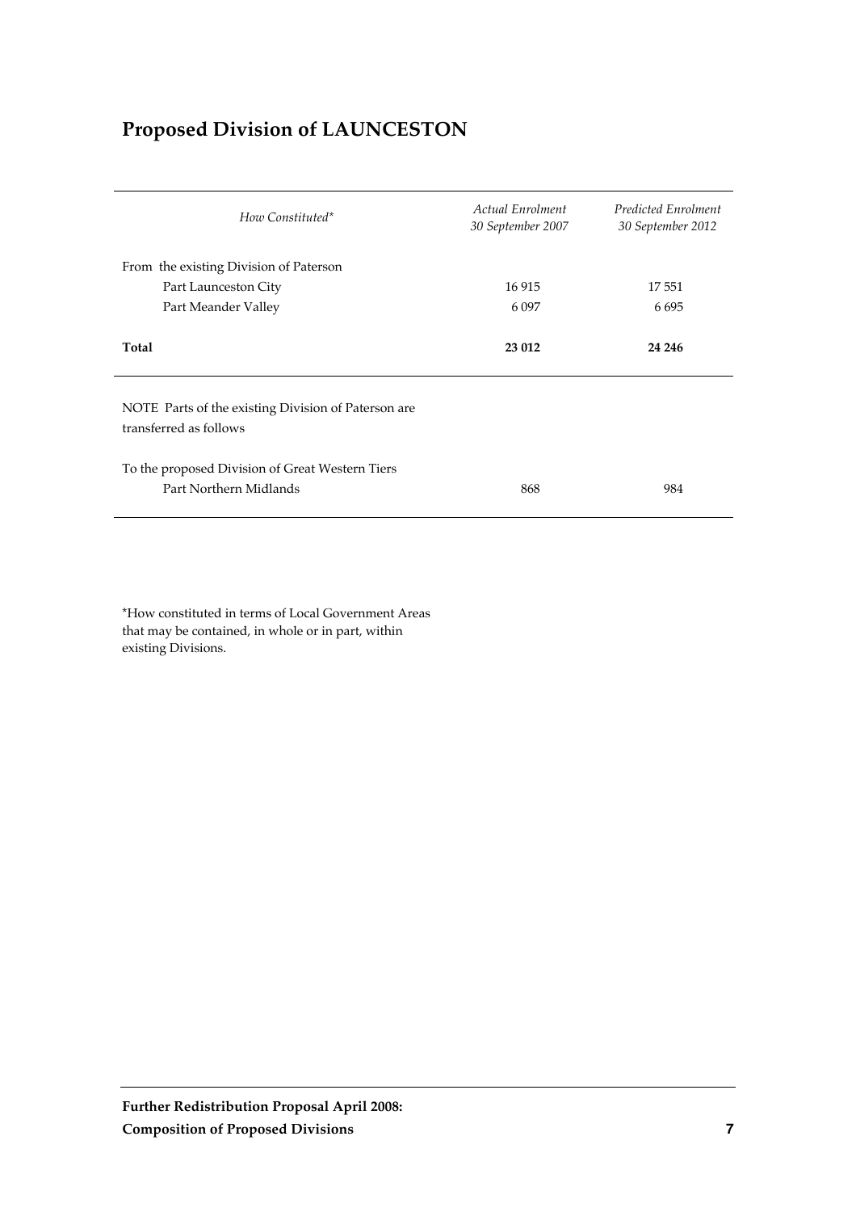# Proposed Division of LAUNCESTON

| *How Constituted\** | *Actual Enrolment 30 September 2007* | *Predicted Enrolment 30 September 2012* |
|---|---|---|
| From the existing Division of Paterson | | |
| Part Launceston City | 16 915 | 17 551 |
| Part Meander Valley | 6 097 | 6 695 |
| **Total** | **23 012** | **24 246** |

| | | |
|---|---|---|
| NOTE Parts of the existing Division of Paterson are transferred as follows | | |
| To the proposed Division of Great Western Tiers | | |
| Part Northern Midlands | 868 | 984 |

\*How constituted in terms of Local Government Areas that may be contained, in whole or in part, within existing Divisions.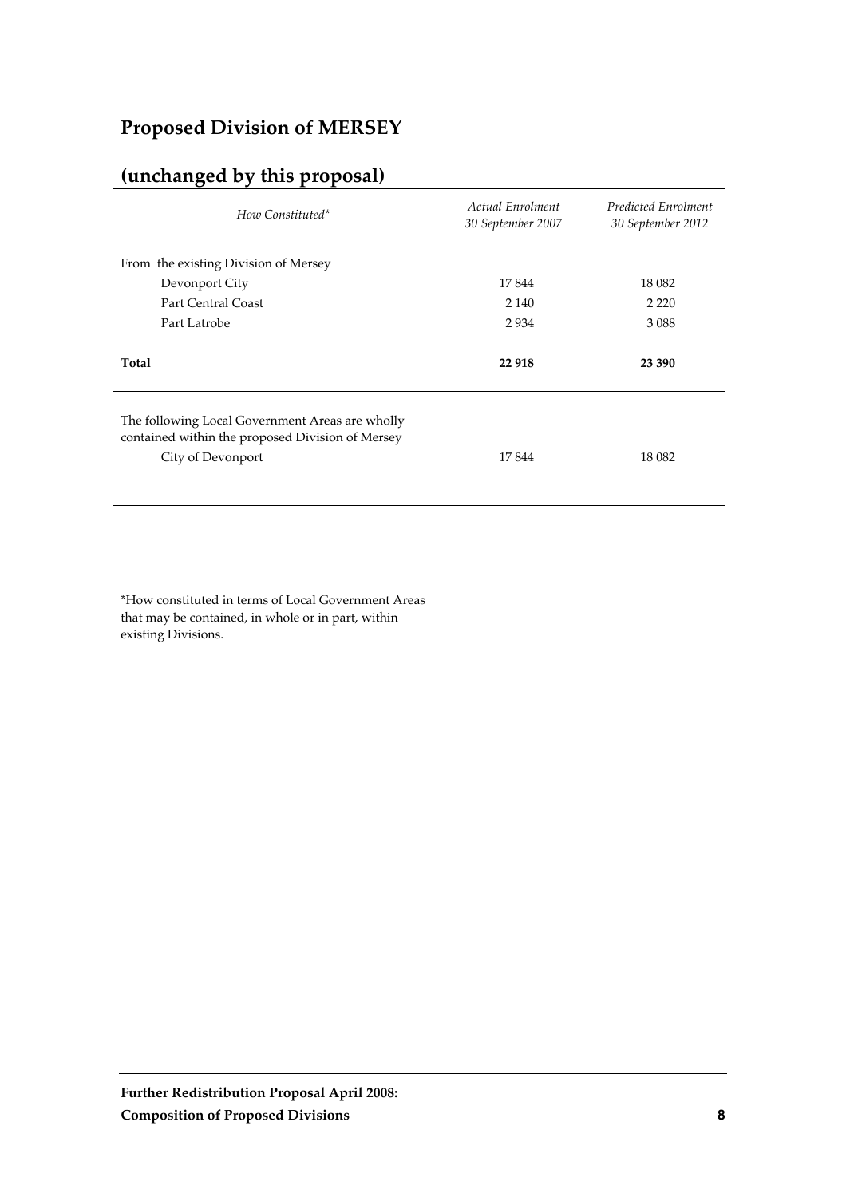## Proposed Division of MERSEY

## (unchanged by this proposal)

| *How Constituted** | *Actual Enrolment 30 September 2007* | *Predicted Enrolment 30 September 2012* |
|---|---|---|
| From the existing Division of Mersey | | |
| Devonport City | 17 844 | 18 082 |
| Part Central Coast | 2 140 | 2 220 |
| Part Latrobe | 2 934 | 3 088 |
| **Total** | **22 918** | **23 390** |

| | | |
|---|---|---|
| The following Local Government Areas are wholly contained within the proposed Division of Mersey | | |
| City of Devonport | 17 844 | 18 082 |

*How constituted in terms of Local Government Areas that may be contained, in whole or in part, within existing Divisions.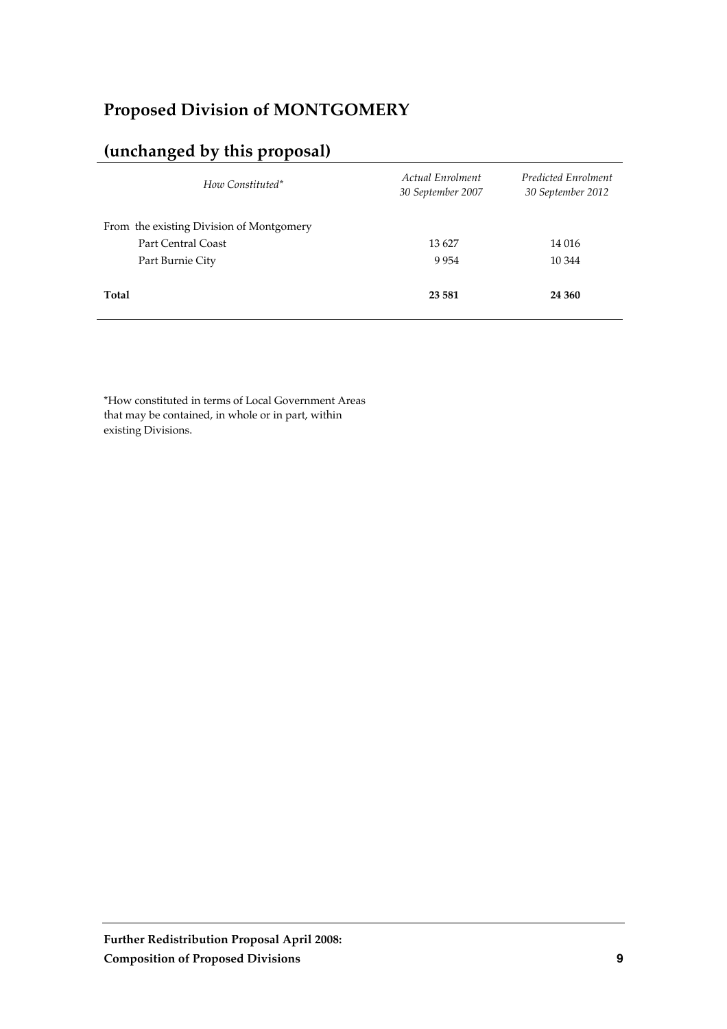## Proposed Division of MONTGOMERY

## (unchanged by this proposal)

| *How Constituted** | *Actual Enrolment 30 September 2007* | *Predicted Enrolment 30 September 2012* |
|---|---|---|
| From the existing Division of Montgomery | | |
| Part Central Coast | 13 627 | 14 016 |
| Part Burnie City | 9 954 | 10 344 |
| **Total** | **23 581** | **24 360** |

*How constituted in terms of Local Government Areas that may be contained, in whole or in part, within existing Divisions.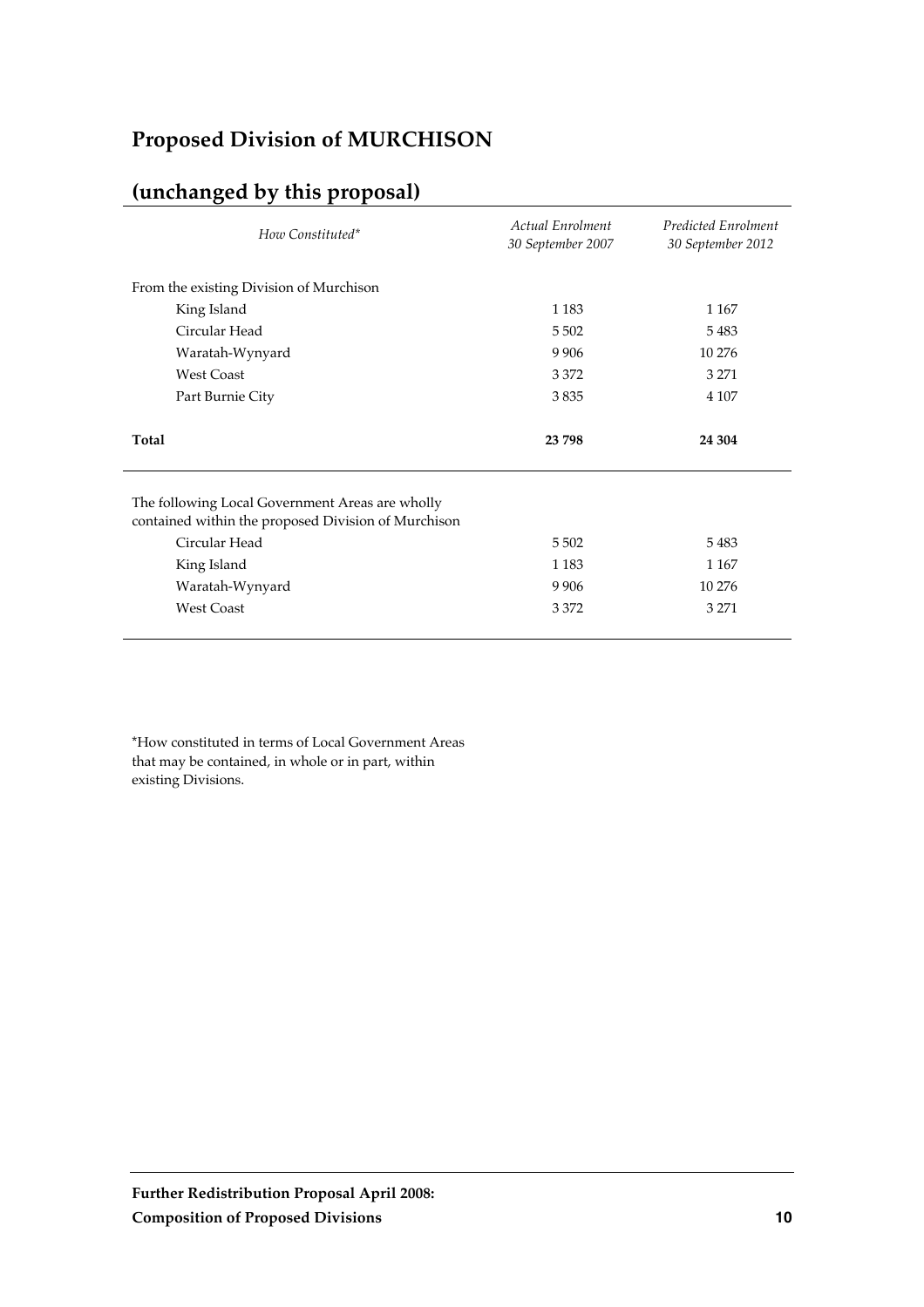## Proposed Division of MURCHISON

## (unchanged by this proposal)

| *How Constituted** | *Actual Enrolment 30 September 2007* | *Predicted Enrolment 30 September 2012* |
|---|---|---|
| From the existing Division of Murchison | | |
| King Island | 1 183 | 1 167 |
| Circular Head | 5 502 | 5 483 |
| Waratah-Wynyard | 9 906 | 10 276 |
| West Coast | 3 372 | 3 271 |
| Part Burnie City | 3 835 | 4 107 |
| **Total** | **23 798** | **24 304** |

| The following Local Government Areas are wholly contained within the proposed Division of Murchison | | |
|---|---|---|
| Circular Head | 5 502 | 5 483 |
| King Island | 1 183 | 1 167 |
| Waratah-Wynyard | 9 906 | 10 276 |
| West Coast | 3 372 | 3 271 |

*How constituted in terms of Local Government Areas that may be contained, in whole or in part, within existing Divisions.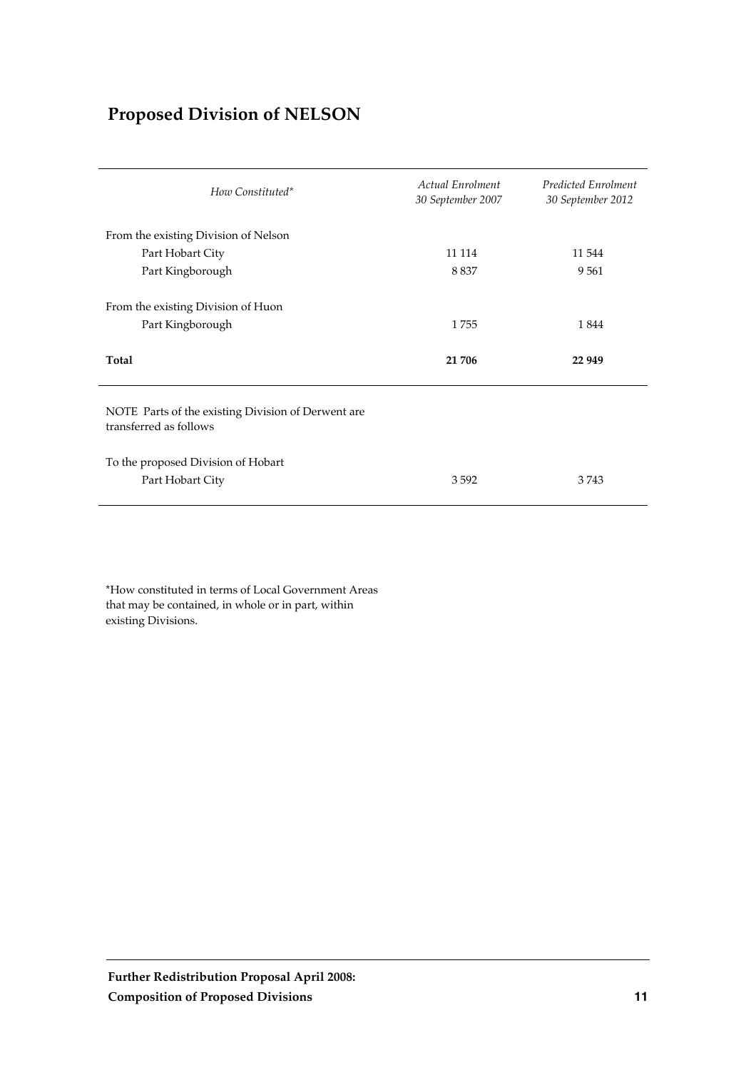# Proposed Division of NELSON

| *How Constituted\** | *Actual Enrolment 30 September 2007* | *Predicted Enrolment 30 September 2012* |
|---|---|---|
| From the existing Division of Nelson | | |
| Part Hobart City | 11 114 | 11 544 |
| Part Kingborough | 8 837 | 9 561 |
| From the existing Division of Huon | | |
| Part Kingborough | 1 755 | 1 844 |
| **Total** | **21 706** | **22 949** |

NOTE Parts of the existing Division of Derwent are transferred as follows

| | | |
|---|---|---|
| To the proposed Division of Hobart | | |
| Part Hobart City | 3 592 | 3 743 |

*How constituted in terms of Local Government Areas that may be contained, in whole or in part, within existing Divisions.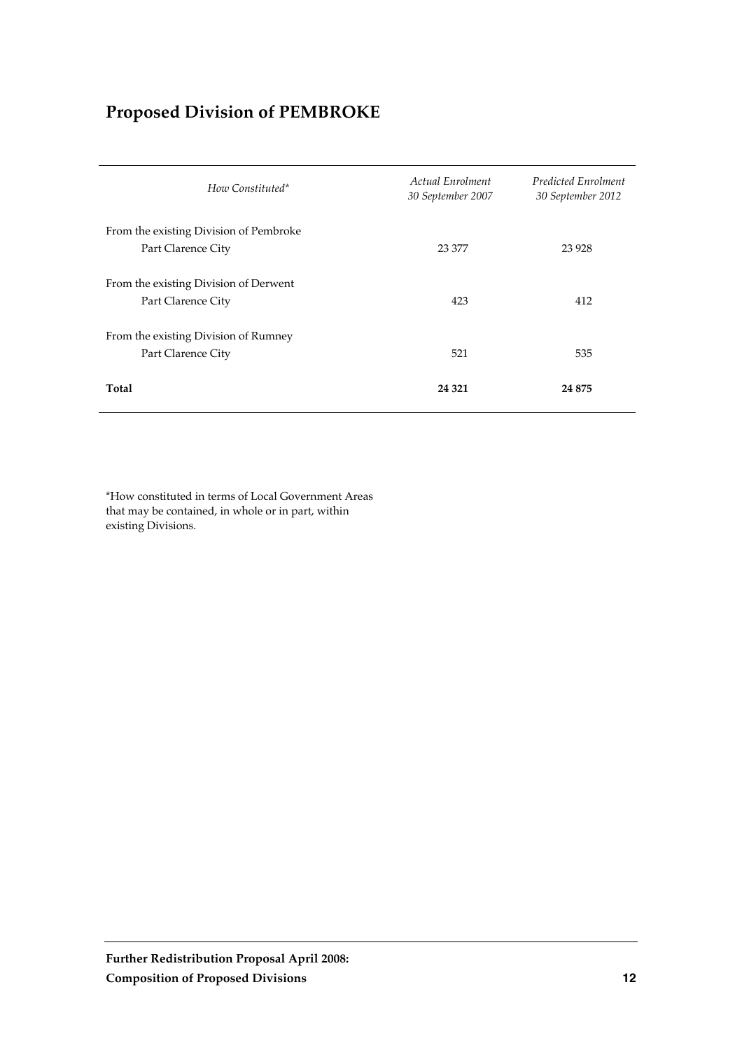# Proposed Division of PEMBROKE

| *How Constituted\** | *Actual Enrolment 30 September 2007* | *Predicted Enrolment 30 September 2012* |
|---|---|---|
| From the existing Division of Pembroke | | |
| Part Clarence City | 23 377 | 23 928 |
| From the existing Division of Derwent | | |
| Part Clarence City | 423 | 412 |
| From the existing Division of Rumney | | |
| Part Clarence City | 521 | 535 |
| **Total** | **24 321** | **24 875** |

*How constituted in terms of Local Government Areas that may be contained, in whole or in part, within existing Divisions.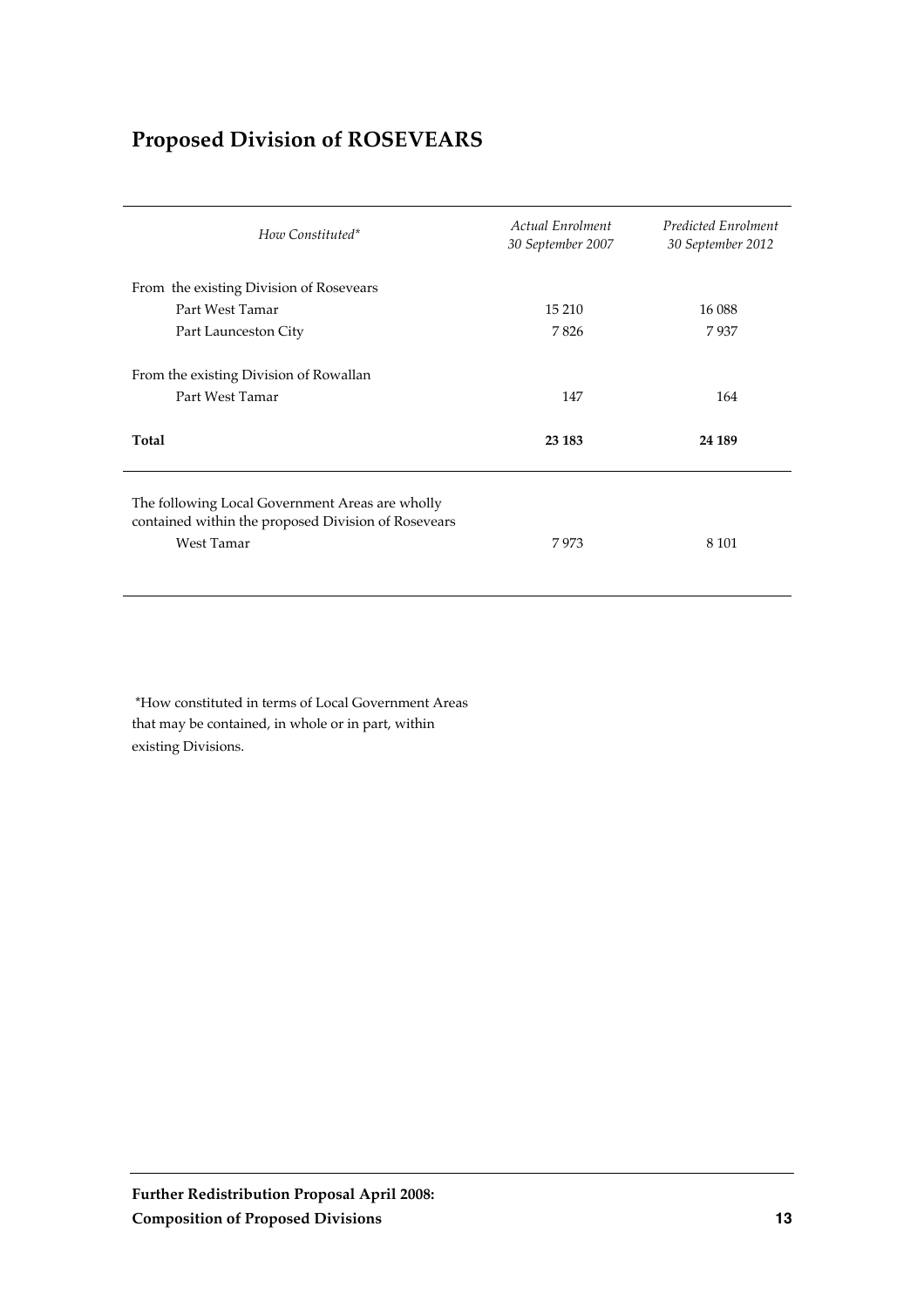# Proposed Division of ROSEVEARS

| *How Constituted** | *Actual Enrolment 30 September 2007* | *Predicted Enrolment 30 September 2012* |
|---|---|---|
| From the existing Division of Rosevears | | |
| Part West Tamar | 15 210 | 16 088 |
| Part Launceston City | 7 826 | 7 937 |
| From the existing Division of Rowallan | | |
| Part West Tamar | 147 | 164 |
| **Total** | **23 183** | **24 189** |
| The following Local Government Areas are wholly contained within the proposed Division of Rosevears | | |
| West Tamar | 7 973 | 8 101 |

*How constituted in terms of Local Government Areas that may be contained, in whole or in part, within existing Divisions.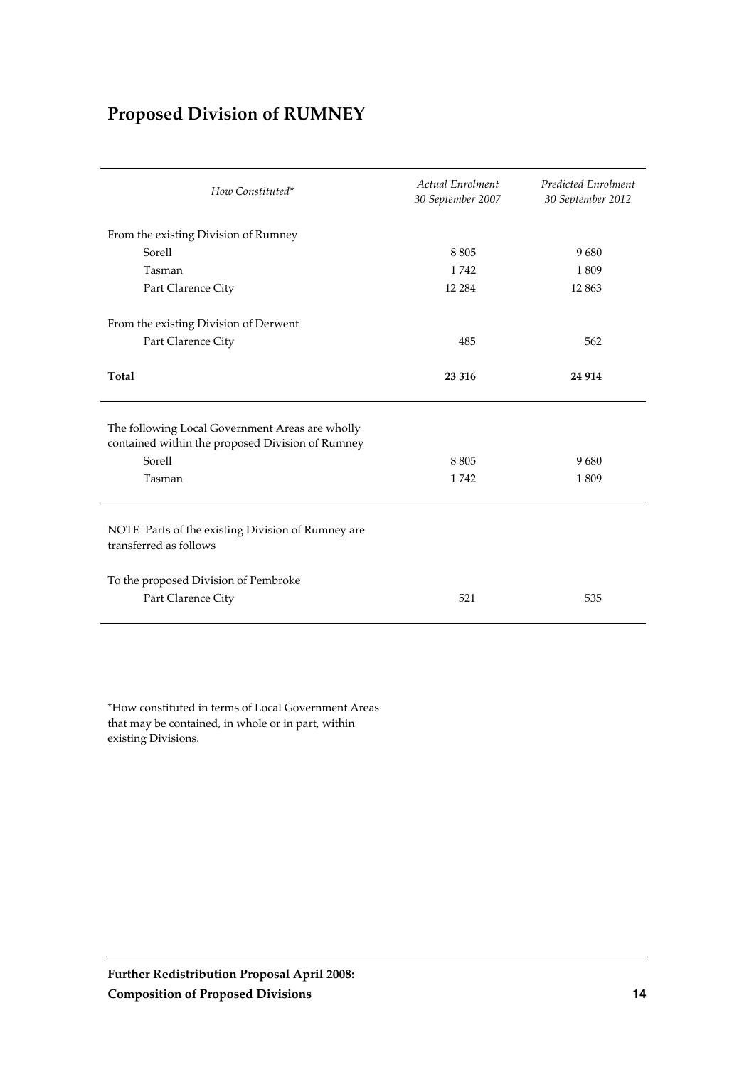# Proposed Division of RUMNEY

| *How Constituted** | *Actual Enrolment 30 September 2007* | *Predicted Enrolment 30 September 2012* |
|---|---|---|
| From the existing Division of Rumney | | |
| Sorell | 8 805 | 9 680 |
| Tasman | 1 742 | 1 809 |
| Part Clarence City | 12 284 | 12 863 |
| From the existing Division of Derwent | | |
| Part Clarence City | 485 | 562 |
| **Total** | **23 316** | **24 914** |

| | | |
|---|---|---|
| The following Local Government Areas are wholly contained within the proposed Division of Rumney | | |
| Sorell | 8 805 | 9 680 |
| Tasman | 1 742 | 1 809 |

| | | |
|---|---|---|
| NOTE Parts of the existing Division of Rumney are transferred as follows | | |
| To the proposed Division of Pembroke | | |
| Part Clarence City | 521 | 535 |

*How constituted in terms of Local Government Areas that may be contained, in whole or in part, within existing Divisions.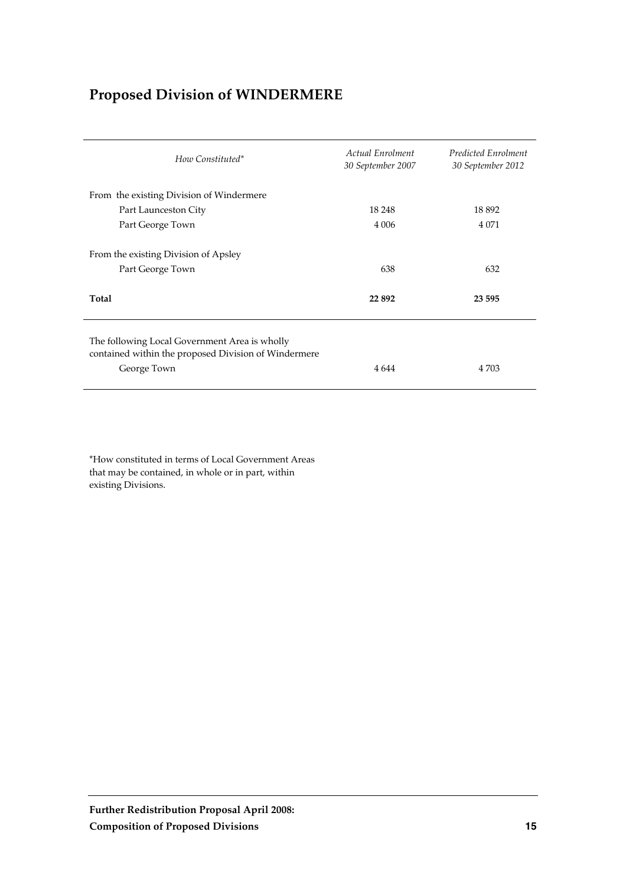## Proposed Division of WINDERMERE

| *How Constituted** | *Actual Enrolment 30 September 2007* | *Predicted Enrolment 30 September 2012* |
|---|---|---|
| From the existing Division of Windermere | | |
| Part Launceston City | 18 248 | 18 892 |
| Part George Town | 4 006 | 4 071 |
| From the existing Division of Apsley | | |
| Part George Town | 638 | 632 |
| **Total** | **22 892** | **23 595** |
| The following Local Government Area is wholly contained within the proposed Division of Windermere | | |
| George Town | 4 644 | 4 703 |

*How constituted in terms of Local Government Areas that may be contained, in whole or in part, within existing Divisions.

**Further Redistribution Proposal April 2008: Composition of Proposed Divisions**